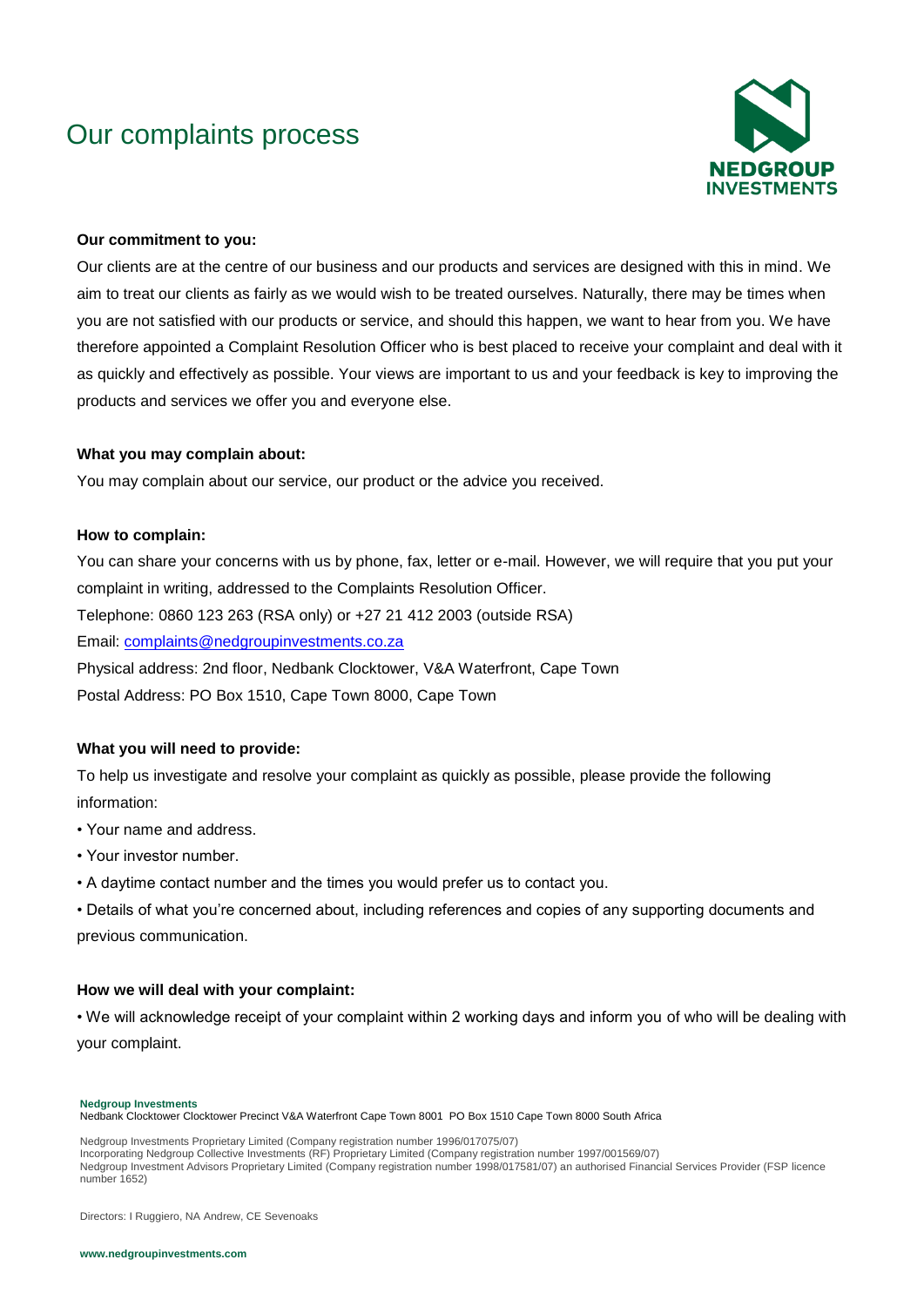# Our complaints process

**Our commitment to you:**

Our clients are at the centre of our business and our products and services are designed with this in mind. We aim to treat our clients as fairly as we would wish to be treated ourselves. Naturally, there may be times when you are not satisfied with our products or service, and should this happen, we want to hear from you. We have therefore appointed a Complaint Resolution Officer who is best placed to receive your complaint and deal with it as quickly and effectively as possible. Your views are important to us and your feedback is key to improving the products and services we offer you and everyone else.

**What you may complain about:**

You may complain about our service, our product or the advice you received.

**How to complain:**

You can share your concerns with us by phone, fax, letter or e-mail. However, we will require that you put your complaint in writing, addressed to the Complaints Resolution Officer.

Telephone: 0860 123 263 (RSA only) or +27 21 412 2003 (outside RSA)

Email: complaints@nedgroupinvestments.co.za

Physical address: 2nd floor, Nedbank Clocktower, V&A Waterfront, Cape Town

Postal Address: PO Box 1510, Cape Town 8000, Cape Town

**What you will need to provide:**

To help us investigate and resolve your complaint as quickly as possible, please provide the following information:

- Your name and address.
- Your investor number.
- A daytime contact number and the times you would prefer us to contact you.
- Details of what you're concerned about, including references and copies of any supporting documents and previous communication.

**How we will deal with your complaint:**

- We will acknowledge receipt of your complaint within 2 working days and inform you of who will be dealing with your complaint.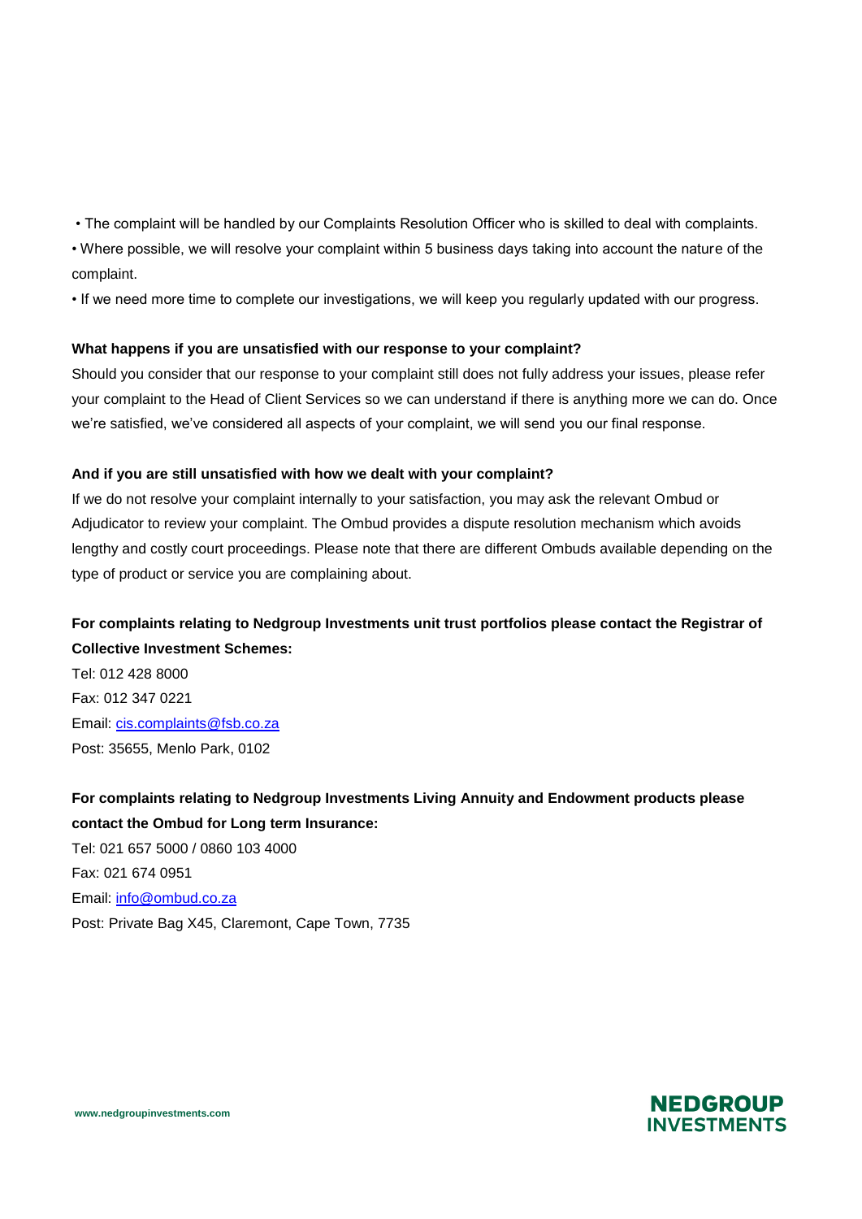- The complaint will be handled by our Complaints Resolution Officer who is skilled to deal with complaints.
- Where possible, we will resolve your complaint within 5 business days taking into account the nature of the complaint.
- If we need more time to complete our investigations, we will keep you regularly updated with our progress.

**What happens if you are unsatisfied with our response to your complaint?**

Should you consider that our response to your complaint still does not fully address your issues, please refer your complaint to the Head of Client Services so we can understand if there is anything more we can do. Once we're satisfied, we've considered all aspects of your complaint, we will send you our final response.

**And if you are still unsatisfied with how we dealt with your complaint?**

If we do not resolve your complaint internally to your satisfaction, you may ask the relevant Ombud or Adjudicator to review your complaint. The Ombud provides a dispute resolution mechanism which avoids lengthy and costly court proceedings. Please note that there are different Ombuds available depending on the type of product or service you are complaining about.

**For complaints relating to Nedgroup Investments unit trust portfolios please contact the Registrar of Collective Investment Schemes:**

Tel: 012 428 8000
Fax: 012 347 0221
Email: cis.complaints@fsb.co.za
Post: 35655, Menlo Park, 0102

**For complaints relating to Nedgroup Investments Living Annuity and Endowment products please contact the Ombud for Long term Insurance:**

Tel: 021 657 5000 / 0860 103 4000
Fax: 021 674 0951
Email: info@ombud.co.za
Post: Private Bag X45, Claremont, Cape Town, 7735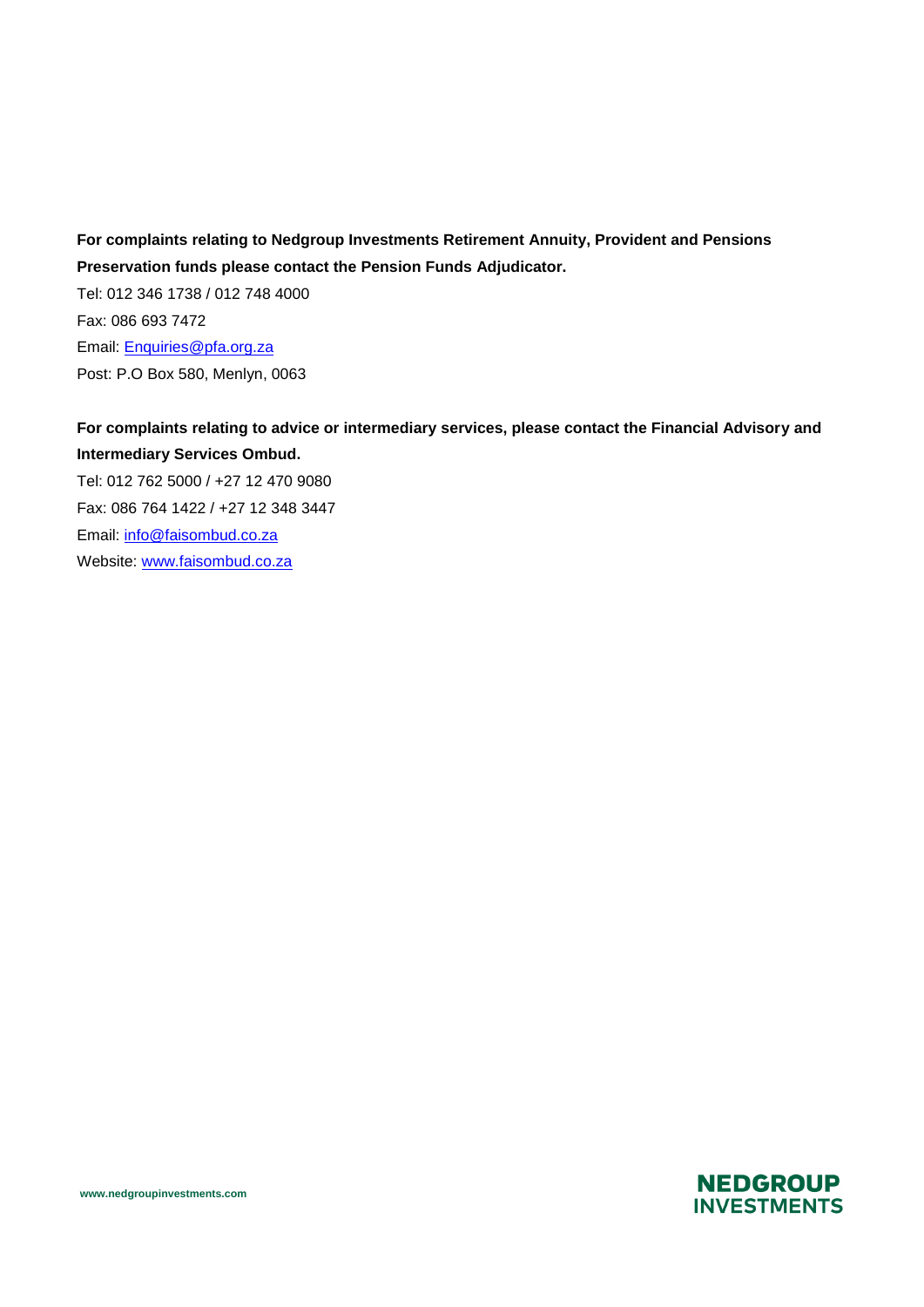**For complaints relating to Nedgroup Investments Retirement Annuity, Provident and Pensions Preservation funds please contact the Pension Funds Adjudicator.**

Tel: 012 346 1738 / 012 748 4000

Fax: 086 693 7472

Email: Enquiries@pfa.org.za

Post: P.O Box 580, Menlyn, 0063

**For complaints relating to advice or intermediary services, please contact the Financial Advisory and Intermediary Services Ombud.**

Tel: 012 762 5000 / +27 12 470 9080

Fax: 086 764 1422 / +27 12 348 3447

Email: info@faisombud.co.za

Website: www.faisombud.co.za